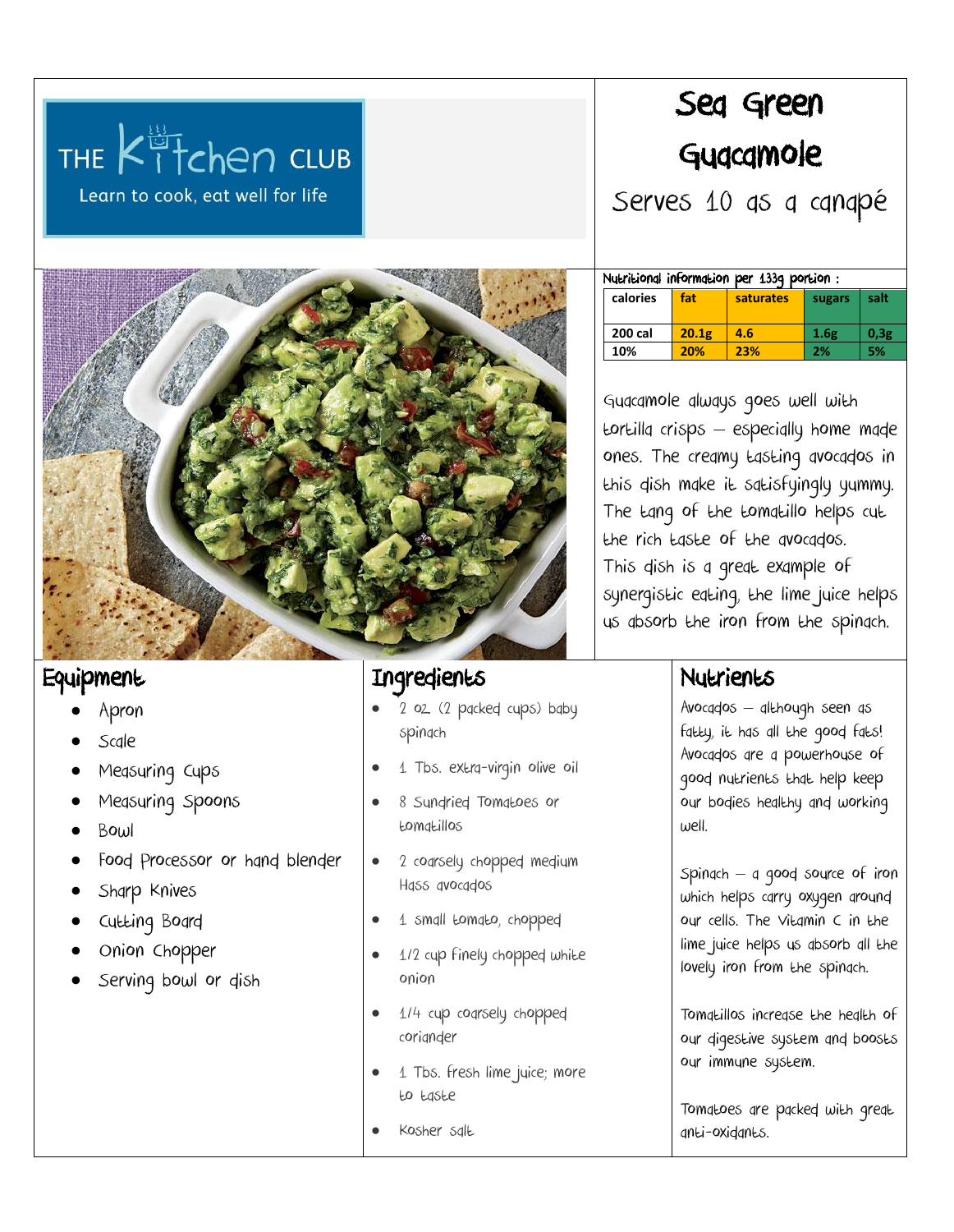THE Kitchen CLUB

Learn to cook, eat well for life

# Sea Green Guacamole

Serves 10 as a canapé

Nutritional information per 133g portion :

| calories | fat | saturates | sugars | salt |
|---|---|---|---|---|
| 200 cal | 20.1g | 4.6 | 1.6g | 0,3g |
| 10% | 20% | 23% | 2% | 5% |

Guacamole always goes well with tortilla crisps – especially home made ones. The creamy tasting avocados in this dish make it satisfyingly yummy. The tang of the tomatillo helps cut the rich taste of the avocados. This dish is a great example of synergistic eating, the lime juice helps us absorb the iron from the spinach.

## Equipment

- Apron
- Scale
- Measuring Cups
- Measuring Spoons
- Bowl
- Food Processor or hand blender
- Sharp Knives
- Cutting Board
- Onion Chopper
- Serving bowl or dish

## Ingredients

- 2 oz. (2 packed cups) baby spinach
- 1 Tbs. extra-virgin olive oil
- 8 Sundried Tomatoes or tomatillos
- 2 coarsely chopped medium Hass avocados
- 1 small tomato, chopped
- 1/2 cup finely chopped white onion
- 1/4 cup coarsely chopped coriander
- 1 Tbs. fresh lime juice; more to taste
- Kosher salt

## Nutrients

Avocados – although seen as fatty, it has all the good fats! Avocados are a powerhouse of good nutrients that help keep our bodies healthy and working well.

Spinach – a good source of iron which helps carry oxygen around our cells. The Vitamin C in the lime juice helps us absorb all the lovely iron from the spinach.

Tomatillos increase the health of our digestive system and boosts our immune system.

Tomatoes are packed with great anti-oxidants.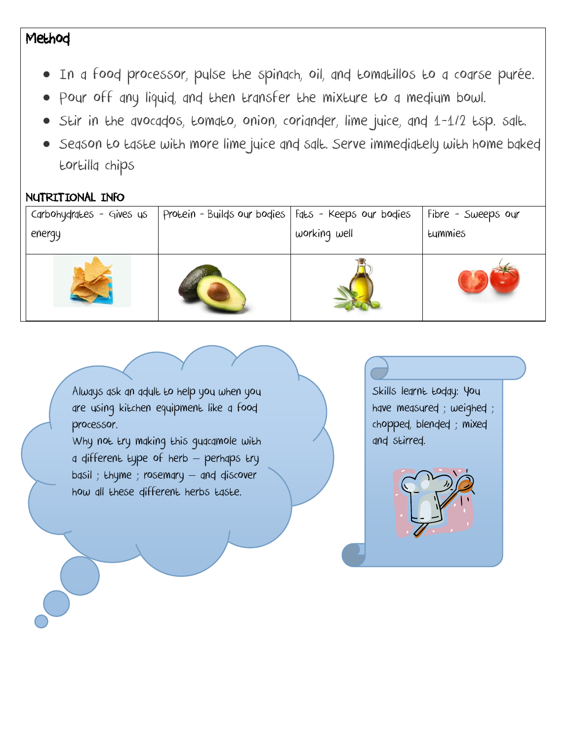## Method

- In a food processor, pulse the spinach, oil, and tomatillos to a coarse purée.
- Pour off any liquid, and then transfer the mixture to a medium bowl.
- Stir in the avocados, tomato, onion, coriander, lime juice, and 1-1/2 tsp. salt.
- Season to taste with more lime juice and salt. Serve immediately with home baked tortilla chips

### NUTRITIONAL INFO

| Carbohydrates - Gives us energy | Protein - Builds our bodies | Fats - Keeps our bodies working well | Fibre - Sweeps our tummies |
|---|---|---|---|
| | | | |

Always ask an adult to help you when you are using kitchen equipment like a food processor.
Why not try making this guacamole with a different type of herb – perhaps try basil ; thyme ; rosemary – and discover how all these different herbs taste.

Skills learnt today: You have measured ; weighed ; chopped, blended ; mixed and stirred.